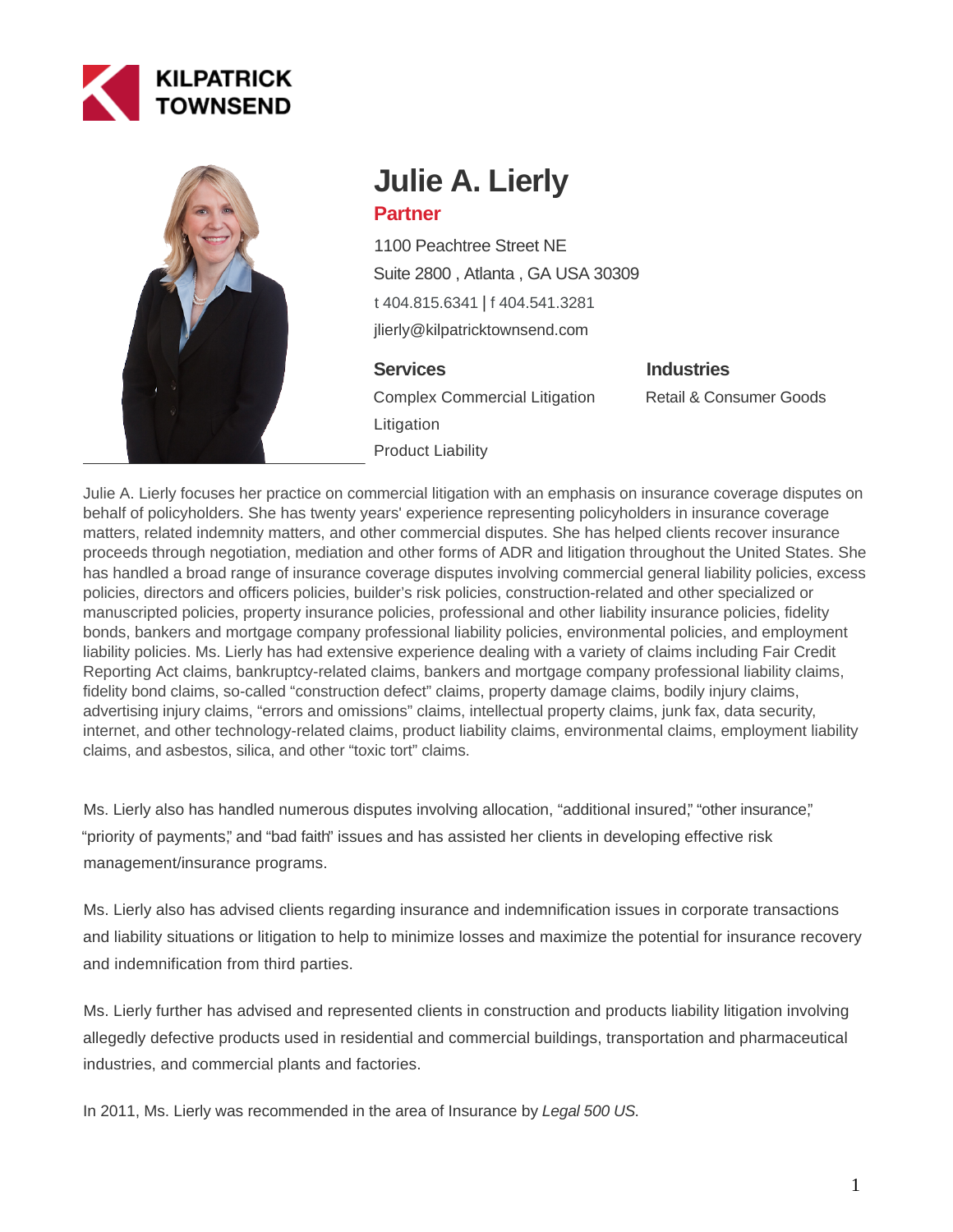KILPATRICK TOWNSEND

# Julie A. Lierly

## Partner

1100 Peachtree Street NE
Suite 2800 , Atlanta , GA USA 30309
t 404.815.6341 | f 404.541.3281
jlierly@kilpatricktownsend.com

### Services

Complex Commercial Litigation
Litigation
Product Liability

### Industries

Retail & Consumer Goods

Julie A. Lierly focuses her practice on commercial litigation with an emphasis on insurance coverage disputes on behalf of policyholders. She has twenty years' experience representing policyholders in insurance coverage matters, related indemnity matters, and other commercial disputes. She has helped clients recover insurance proceeds through negotiation, mediation and other forms of ADR and litigation throughout the United States. She has handled a broad range of insurance coverage disputes involving commercial general liability policies, excess policies, directors and officers policies, builder's risk policies, construction-related and other specialized or manuscripted policies, property insurance policies, professional and other liability insurance policies, fidelity bonds, bankers and mortgage company professional liability policies, environmental policies, and employment liability policies. Ms. Lierly has had extensive experience dealing with a variety of claims including Fair Credit Reporting Act claims, bankruptcy-related claims, bankers and mortgage company professional liability claims, fidelity bond claims, so-called "construction defect" claims, property damage claims, bodily injury claims, advertising injury claims, "errors and omissions" claims, intellectual property claims, junk fax, data security, internet, and other technology-related claims, product liability claims, environmental claims, employment liability claims, and asbestos, silica, and other "toxic tort" claims.

Ms. Lierly also has handled numerous disputes involving allocation, "additional insured," "other insurance," "priority of payments," and "bad faith" issues and has assisted her clients in developing effective risk management/insurance programs.

Ms. Lierly also has advised clients regarding insurance and indemnification issues in corporate transactions and liability situations or litigation to help to minimize losses and maximize the potential for insurance recovery and indemnification from third parties.

Ms. Lierly further has advised and represented clients in construction and products liability litigation involving allegedly defective products used in residential and commercial buildings, transportation and pharmaceutical industries, and commercial plants and factories.

In 2011, Ms. Lierly was recommended in the area of Insurance by *Legal 500 US.*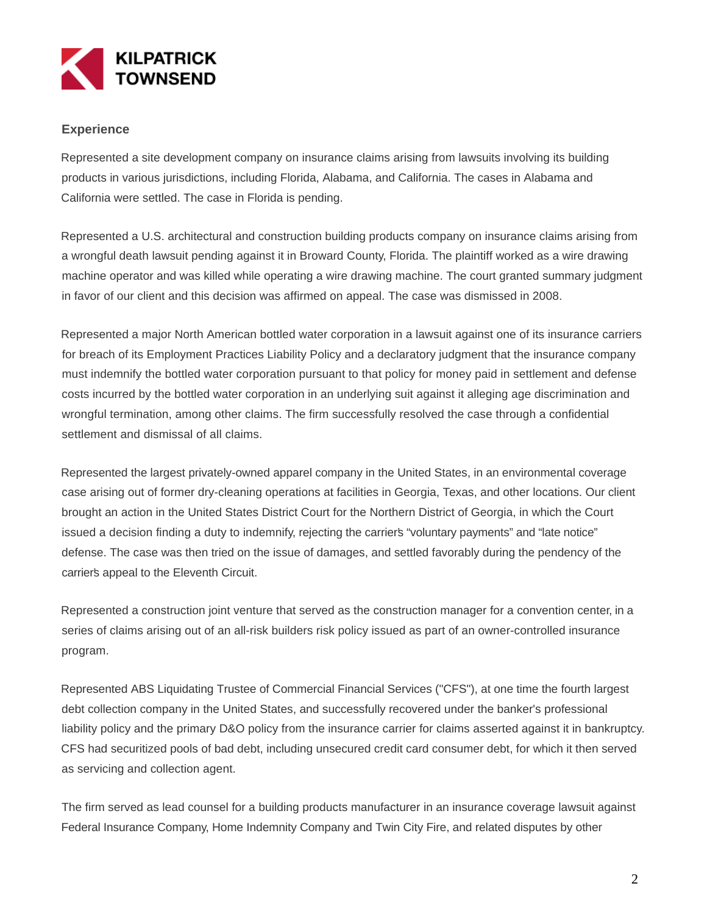## Experience

Represented a site development company on insurance claims arising from lawsuits involving its building products in various jurisdictions, including Florida, Alabama, and California. The cases in Alabama and California were settled. The case in Florida is pending.

Represented a U.S. architectural and construction building products company on insurance claims arising from a wrongful death lawsuit pending against it in Broward County, Florida. The plaintiff worked as a wire drawing machine operator and was killed while operating a wire drawing machine. The court granted summary judgment in favor of our client and this decision was affirmed on appeal. The case was dismissed in 2008.

Represented a major North American bottled water corporation in a lawsuit against one of its insurance carriers for breach of its Employment Practices Liability Policy and a declaratory judgment that the insurance company must indemnify the bottled water corporation pursuant to that policy for money paid in settlement and defense costs incurred by the bottled water corporation in an underlying suit against it alleging age discrimination and wrongful termination, among other claims. The firm successfully resolved the case through a confidential settlement and dismissal of all claims.

Represented the largest privately-owned apparel company in the United States, in an environmental coverage case arising out of former dry-cleaning operations at facilities in Georgia, Texas, and other locations. Our client brought an action in the United States District Court for the Northern District of Georgia, in which the Court issued a decision finding a duty to indemnify, rejecting the carrier's "voluntary payments" and "late notice" defense. The case was then tried on the issue of damages, and settled favorably during the pendency of the carrier's appeal to the Eleventh Circuit.

Represented a construction joint venture that served as the construction manager for a convention center, in a series of claims arising out of an all-risk builders risk policy issued as part of an owner-controlled insurance program.

Represented ABS Liquidating Trustee of Commercial Financial Services ("CFS"), at one time the fourth largest debt collection company in the United States, and successfully recovered under the banker's professional liability policy and the primary D&O policy from the insurance carrier for claims asserted against it in bankruptcy. CFS had securitized pools of bad debt, including unsecured credit card consumer debt, for which it then served as servicing and collection agent.

The firm served as lead counsel for a building products manufacturer in an insurance coverage lawsuit against Federal Insurance Company, Home Indemnity Company and Twin City Fire, and related disputes by other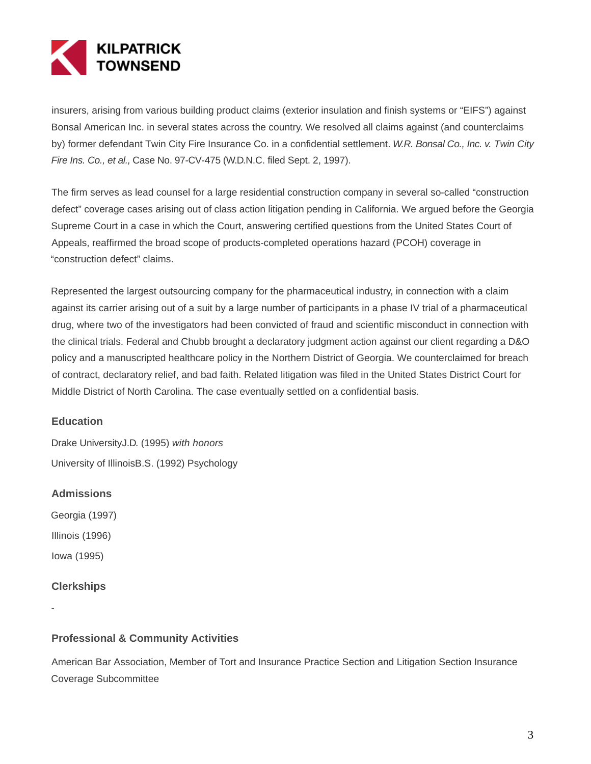insurers, arising from various building product claims (exterior insulation and finish systems or "EIFS") against Bonsal American Inc. in several states across the country. We resolved all claims against (and counterclaims by) former defendant Twin City Fire Insurance Co. in a confidential settlement. *W.R. Bonsal Co., Inc. v. Twin City Fire Ins. Co., et al.,* Case No. 97-CV-475 (W.D.N.C. filed Sept. 2, 1997).

The firm serves as lead counsel for a large residential construction company in several so-called "construction defect" coverage cases arising out of class action litigation pending in California. We argued before the Georgia Supreme Court in a case in which the Court, answering certified questions from the United States Court of Appeals, reaffirmed the broad scope of products-completed operations hazard (PCOH) coverage in "construction defect" claims.

Represented the largest outsourcing company for the pharmaceutical industry, in connection with a claim against its carrier arising out of a suit by a large number of participants in a phase IV trial of a pharmaceutical drug, where two of the investigators had been convicted of fraud and scientific misconduct in connection with the clinical trials. Federal and Chubb brought a declaratory judgment action against our client regarding a D&O policy and a manuscripted healthcare policy in the Northern District of Georgia. We counterclaimed for breach of contract, declaratory relief, and bad faith. Related litigation was filed in the United States District Court for Middle District of North Carolina. The case eventually settled on a confidential basis.

## Education

Drake UniversityJ.D. (1995) *with honors*

University of IllinoisB.S. (1992) Psychology

## Admissions

Georgia (1997)

Illinois (1996)

Iowa (1995)

## Clerkships

-

## Professional & Community Activities

American Bar Association, Member of Tort and Insurance Practice Section and Litigation Section Insurance Coverage Subcommittee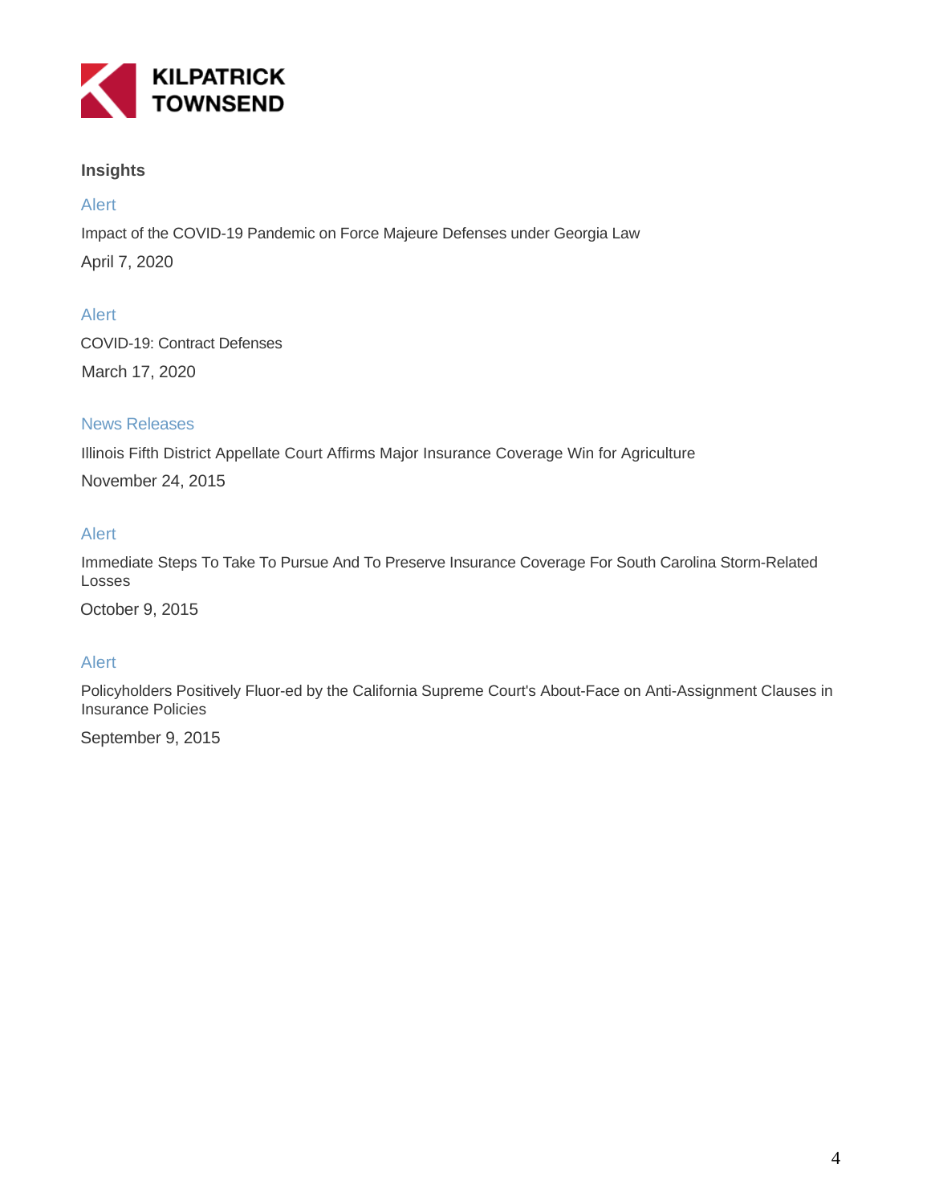KILPATRICK TOWNSEND

### Insights

Alert

Impact of the COVID-19 Pandemic on Force Majeure Defenses under Georgia Law

April 7, 2020

Alert

COVID-19: Contract Defenses

March 17, 2020

News Releases

Illinois Fifth District Appellate Court Affirms Major Insurance Coverage Win for Agriculture

November 24, 2015

Alert

Immediate Steps To Take To Pursue And To Preserve Insurance Coverage For South Carolina Storm-Related Losses

October 9, 2015

Alert

Policyholders Positively Fluor-ed by the California Supreme Court's About-Face on Anti-Assignment Clauses in Insurance Policies

September 9, 2015